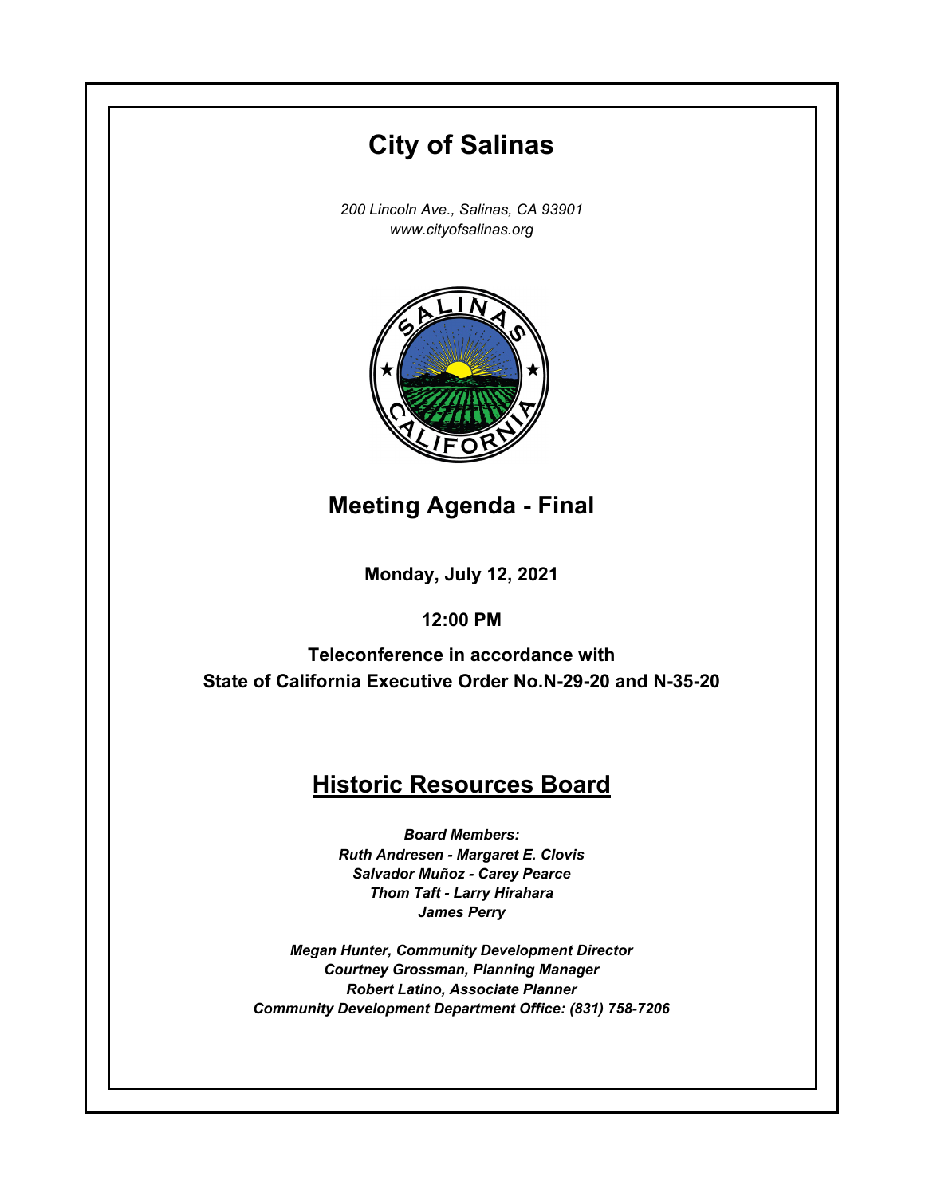# City of Salinas

*200 Lincoln Ave., Salinas, CA 93901*
*www.cityofsalinas.org*

## Meeting Agenda - Final

**Monday, July 12, 2021**

**12:00 PM**

**Teleconference in accordance with State of California Executive Order No.N-29-20 and N-35-20**

## Historic Resources Board

***Board Members:***
***Ruth Andresen - Margaret E. Clovis***
***Salvador Muñoz - Carey Pearce***
***Thom Taft - Larry Hirahara***
***James Perry***

***Megan Hunter, Community Development Director***
***Courtney Grossman, Planning Manager***
***Robert Latino, Associate Planner***
***Community Development Department Office: (831) 758-7206***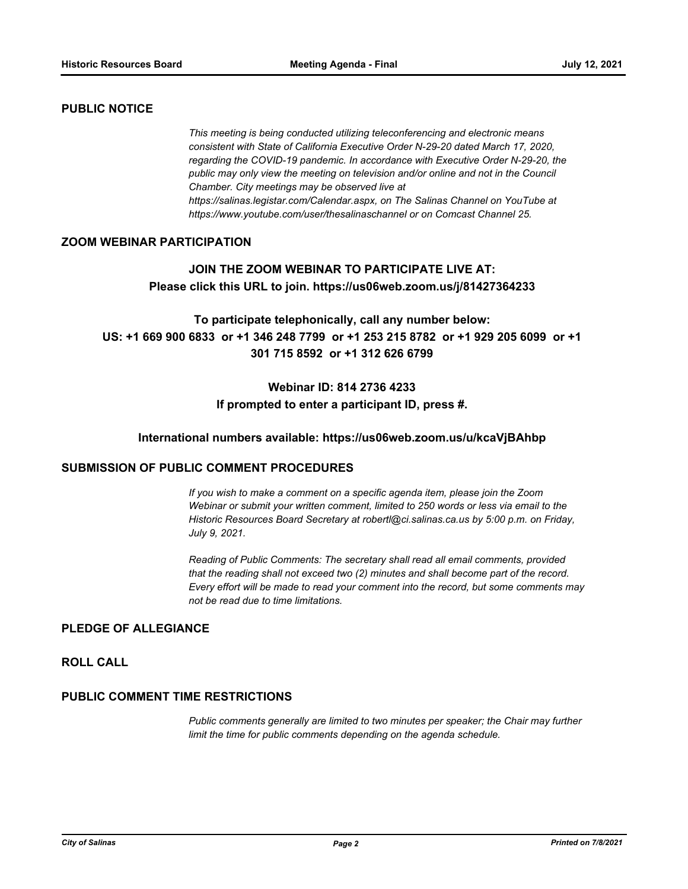## PUBLIC NOTICE

*This meeting is being conducted utilizing teleconferencing and electronic means consistent with State of California Executive Order N-29-20 dated March 17, 2020, regarding the COVID-19 pandemic. In accordance with Executive Order N-29-20, the public may only view the meeting on television and/or online and not in the Council Chamber. City meetings may be observed live at https://salinas.legistar.com/Calendar.aspx, on The Salinas Channel on YouTube at https://www.youtube.com/user/thesalinaschannel or on Comcast Channel 25.*

## ZOOM WEBINAR PARTICIPATION

**JOIN THE ZOOM WEBINAR TO PARTICIPATE LIVE AT:**
**Please click this URL to join. https://us06web.zoom.us/j/81427364233**

**To participate telephonically, call any number below:**
**US: +1 669 900 6833 or +1 346 248 7799 or +1 253 215 8782 or +1 929 205 6099 or +1 301 715 8592 or +1 312 626 6799**

**Webinar ID: 814 2736 4233**
**If prompted to enter a participant ID, press #.**

**International numbers available: https://us06web.zoom.us/u/kcaVjBAhbp**

## SUBMISSION OF PUBLIC COMMENT PROCEDURES

*If you wish to make a comment on a specific agenda item, please join the Zoom Webinar or submit your written comment, limited to 250 words or less via email to the Historic Resources Board Secretary at robertl@ci.salinas.ca.us by 5:00 p.m. on Friday, July 9, 2021.*

*Reading of Public Comments: The secretary shall read all email comments, provided that the reading shall not exceed two (2) minutes and shall become part of the record. Every effort will be made to read your comment into the record, but some comments may not be read due to time limitations.*

## PLEDGE OF ALLEGIANCE

## ROLL CALL

## PUBLIC COMMENT TIME RESTRICTIONS

*Public comments generally are limited to two minutes per speaker; the Chair may further limit the time for public comments depending on the agenda schedule.*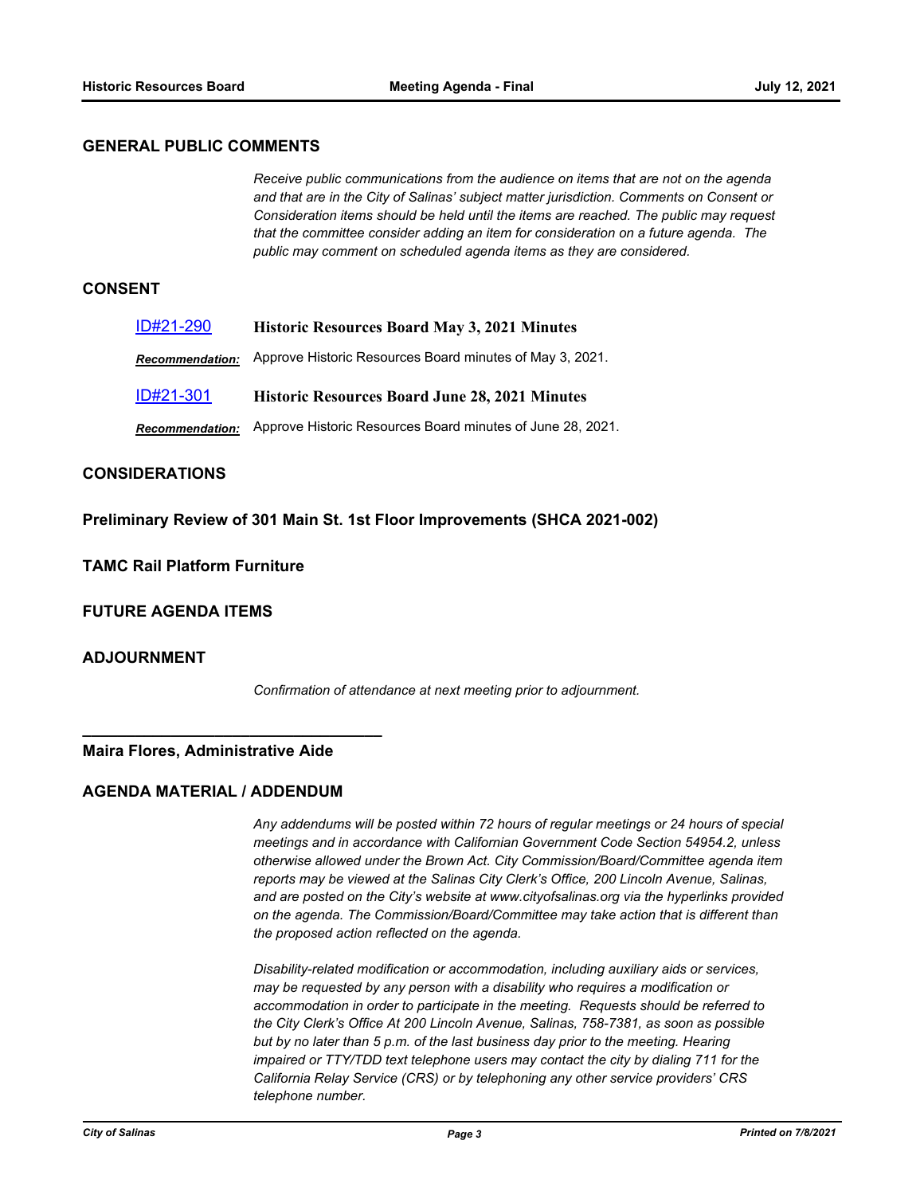## GENERAL PUBLIC COMMENTS

*Receive public communications from the audience on items that are not on the agenda and that are in the City of Salinas' subject matter jurisdiction. Comments on Consent or Consideration items should be held until the items are reached. The public may request that the committee consider adding an item for consideration on a future agenda. The public may comment on scheduled agenda items as they are considered.*

## CONSENT

ID#21-290 **Historic Resources Board May 3, 2021 Minutes**

***Recommendation:*** Approve Historic Resources Board minutes of May 3, 2021.

ID#21-301 **Historic Resources Board June 28, 2021 Minutes**

***Recommendation:*** Approve Historic Resources Board minutes of June 28, 2021.

## CONSIDERATIONS

**Preliminary Review of 301 Main St. 1st Floor Improvements (SHCA 2021-002)**

**TAMC Rail Platform Furniture**

## FUTURE AGENDA ITEMS

## ADJOURNMENT

*Confirmation of attendance at next meeting prior to adjournment.*

___________________________________

**Maira Flores, Administrative Aide**

## AGENDA MATERIAL / ADDENDUM

*Any addendums will be posted within 72 hours of regular meetings or 24 hours of special meetings and in accordance with Californian Government Code Section 54954.2, unless otherwise allowed under the Brown Act. City Commission/Board/Committee agenda item reports may be viewed at the Salinas City Clerk's Office, 200 Lincoln Avenue, Salinas, and are posted on the City's website at www.cityofsalinas.org via the hyperlinks provided on the agenda. The Commission/Board/Committee may take action that is different than the proposed action reflected on the agenda.*

*Disability-related modification or accommodation, including auxiliary aids or services, may be requested by any person with a disability who requires a modification or accommodation in order to participate in the meeting. Requests should be referred to the City Clerk's Office At 200 Lincoln Avenue, Salinas, 758-7381, as soon as possible but by no later than 5 p.m. of the last business day prior to the meeting. Hearing impaired or TTY/TDD text telephone users may contact the city by dialing 711 for the California Relay Service (CRS) or by telephoning any other service providers' CRS telephone number.*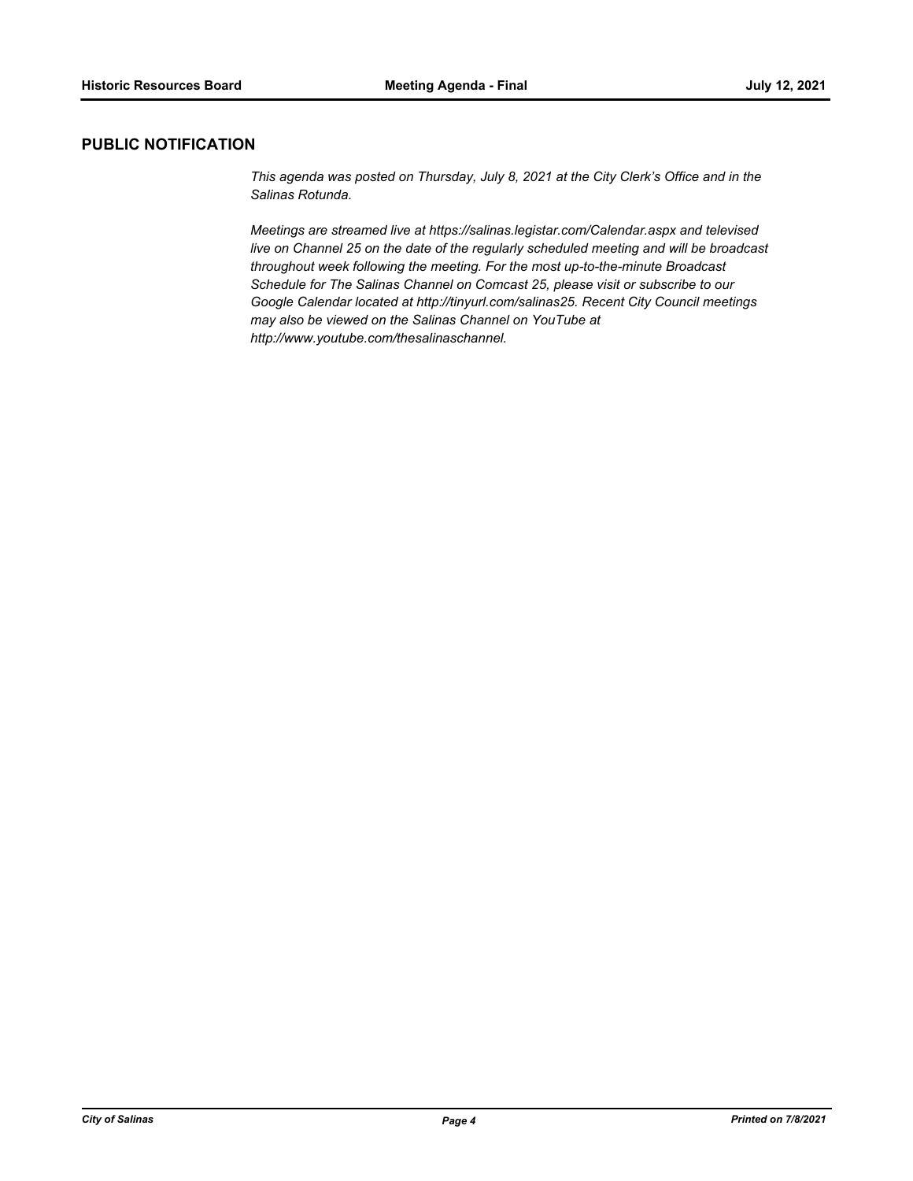## PUBLIC NOTIFICATION

*This agenda was posted on Thursday, July 8, 2021 at the City Clerk's Office and in the Salinas Rotunda.*

*Meetings are streamed live at https://salinas.legistar.com/Calendar.aspx and televised live on Channel 25 on the date of the regularly scheduled meeting and will be broadcast throughout week following the meeting. For the most up-to-the-minute Broadcast Schedule for The Salinas Channel on Comcast 25, please visit or subscribe to our Google Calendar located at http://tinyurl.com/salinas25. Recent City Council meetings may also be viewed on the Salinas Channel on YouTube at http://www.youtube.com/thesalinaschannel.*